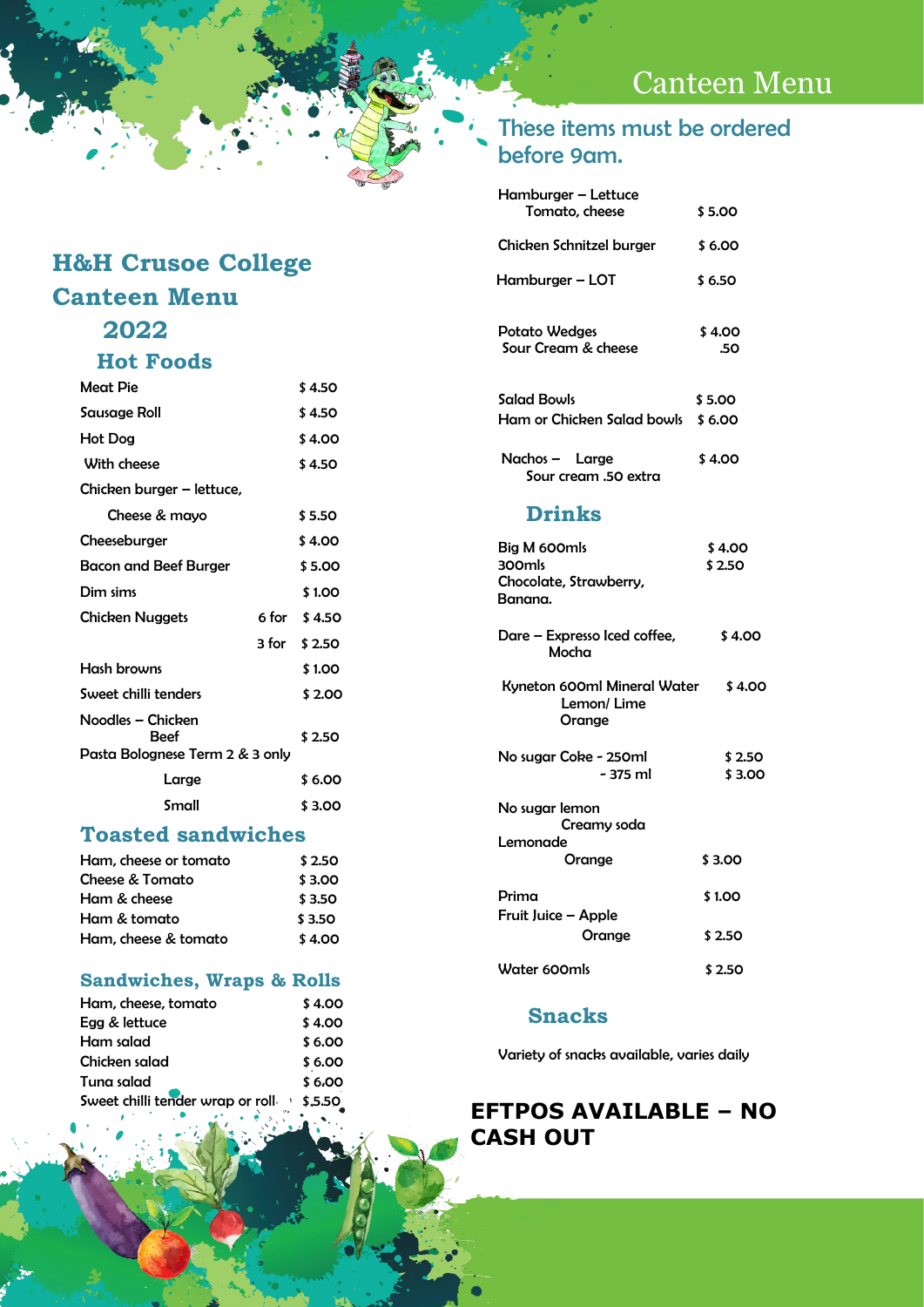# H&H Crusoe College Canteen Menu 2022

## Hot Foods

| Item | | Price |
|---|---|---|
| Meat Pie | | $ 4.50 |
| Sausage Roll | | $ 4.50 |
| Hot Dog | | $ 4.00 |
| With cheese | | $ 4.50 |
| Chicken burger – lettuce, Cheese & mayo | | $ 5.50 |
| Cheeseburger | | $ 4.00 |
| Bacon and Beef Burger | | $ 5.00 |
| Dim sims | | $ 1.00 |
| Chicken Nuggets | 6 for | $ 4.50 |
| | 3 for | $ 2.50 |
| Hash browns | | $ 1.00 |
| Sweet chilli tenders | | $ 2.00 |
| Noodles – Chicken / Beef | | $ 2.50 |
| Pasta Bolognese Term 2 & 3 only – Large | | $ 6.00 |
| Small | | $ 3.00 |

## Toasted sandwiches

| Item | Price |
|---|---|
| Ham, cheese or tomato | $ 2.50 |
| Cheese & Tomato | $ 3.00 |
| Ham & cheese | $ 3.50 |
| Ham & tomato | $ 3.50 |
| Ham, cheese & tomato | $ 4.00 |

## Sandwiches, Wraps & Rolls

| Item | Price |
|---|---|
| Ham, cheese, tomato | $ 4.00 |
| Egg & lettuce | $ 4.00 |
| Ham salad | $ 6.00 |
| Chicken salad | $ 6.00 |
| Tuna salad | $ 6.00 |
| Sweet chilli tender wrap or roll | $ 5.50 |

# Canteen Menu

## These items must be ordered before 9am.

| Item | Price |
|---|---|
| Hamburger – Lettuce Tomato, cheese | $ 5.00 |
| Chicken Schnitzel burger | $ 6.00 |
| Hamburger – LOT | $ 6.50 |
| Potato Wedges | $ 4.00 |
| Sour Cream & cheese | .50 |
| Salad Bowls | $ 5.00 |
| Ham or Chicken Salad bowls | $ 6.00 |
| Nachos – Large | $ 4.00 |
| Sour cream .50 extra | |

## Drinks

| Item | Price |
|---|---|
| Big M 600mls | $ 4.00 |
| 300mls | $ 2.50 |
| Chocolate, Strawberry, Banana. | |
| Dare – Expresso Iced coffee, Mocha | $ 4.00 |
| Kyneton 600ml Mineral Water Lemon/ Lime Orange | $ 4.00 |
| No sugar Coke - 250ml | $ 2.50 |
| - 375 ml | $ 3.00 |
| No sugar lemon Creamy soda Lemonade Orange | $ 3.00 |
| Prima | $ 1.00 |
| Fruit Juice – Apple Orange | $ 2.50 |
| Water 600mls | $ 2.50 |

## Snacks

Variety of snacks available, varies daily

**EFTPOS AVAILABLE – NO CASH OUT**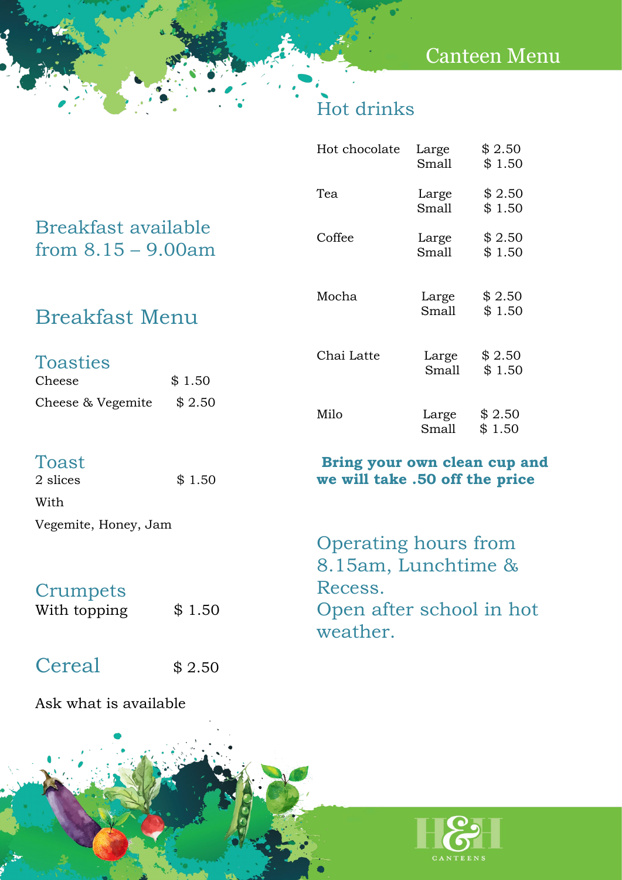# Canteen Menu

Breakfast available from 8.15 – 9.00am

## Breakfast Menu

### Toasties

| | |
|---|---|
| Cheese | $ 1.50 |
| Cheese & Vegemite | $ 2.50 |

### Toast

| | |
|---|---|
| 2 slices | $ 1.50 |

With

Vegemite, Honey, Jam

### Crumpets

| | |
|---|---|
| With topping | $ 1.50 |

### Cereal

$ 2.50

Ask what is available

## Hot drinks

| | | |
|---|---|---|
| Hot chocolate | Large | $ 2.50 |
| | Small | $ 1.50 |
| Tea | Large | $ 2.50 |
| | Small | $ 1.50 |
| Coffee | Large | $ 2.50 |
| | Small | $ 1.50 |
| Mocha | Large | $ 2.50 |
| | Small | $ 1.50 |
| Chai Latte | Large | $ 2.50 |
| | Small | $ 1.50 |
| Milo | Large | $ 2.50 |
| | Small | $ 1.50 |

**Bring your own clean cup and we will take .50 off the price**

Operating hours from 8.15am, Lunchtime & Recess.
Open after school in hot weather.

H&H CANTEENS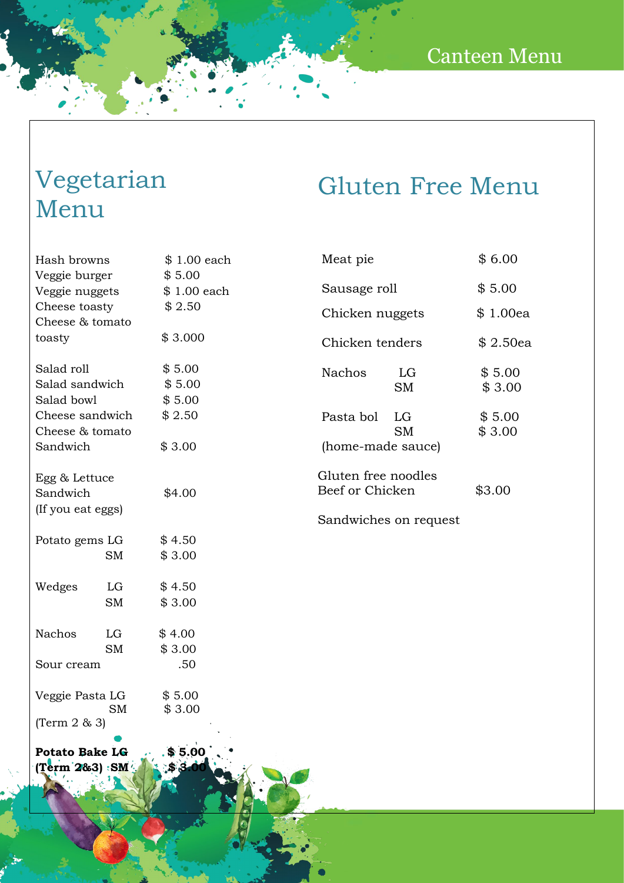# Canteen Menu

## Vegetarian Menu

| | | |
|---|---|---|
| Hash browns | | $ 1.00 each |
| Veggie burger | | $ 5.00 |
| Veggie nuggets | | $ 1.00 each |
| Cheese toasty | | $ 2.50 |
| Cheese & tomato toasty | | $ 3.000 |
| Salad roll | | $ 5.00 |
| Salad sandwich | | $ 5.00 |
| Salad bowl | | $ 5.00 |
| Cheese sandwich | | $ 2.50 |
| Cheese & tomato Sandwich | | $ 3.00 |
| Egg & Lettuce Sandwich (If you eat eggs) | | $4.00 |
| Potato gems | LG | $ 4.50 |
| | SM | $ 3.00 |
| Wedges | LG | $ 4.50 |
| | SM | $ 3.00 |
| Nachos | LG | $ 4.00 |
| | SM | $ 3.00 |
| Sour cream | | .50 |
| Veggie Pasta (Term 2 & 3) | LG | $ 5.00 |
| | SM | $ 3.00 |
| **Potato Bake (Term 2&3)** | **LG** | **$ 5.00** |
| | **SM** | **$ 3.00** |

## Gluten Free Menu

| | | |
|---|---|---|
| Meat pie | | $ 6.00 |
| Sausage roll | | $ 5.00 |
| Chicken nuggets | | $ 1.00ea |
| Chicken tenders | | $ 2.50ea |
| Nachos | LG | $ 5.00 |
| | SM | $ 3.00 |
| Pasta bol (home-made sauce) | LG | $ 5.00 |
| | SM | $ 3.00 |
| Gluten free noodles Beef or Chicken | | $3.00 |

Sandwiches on request